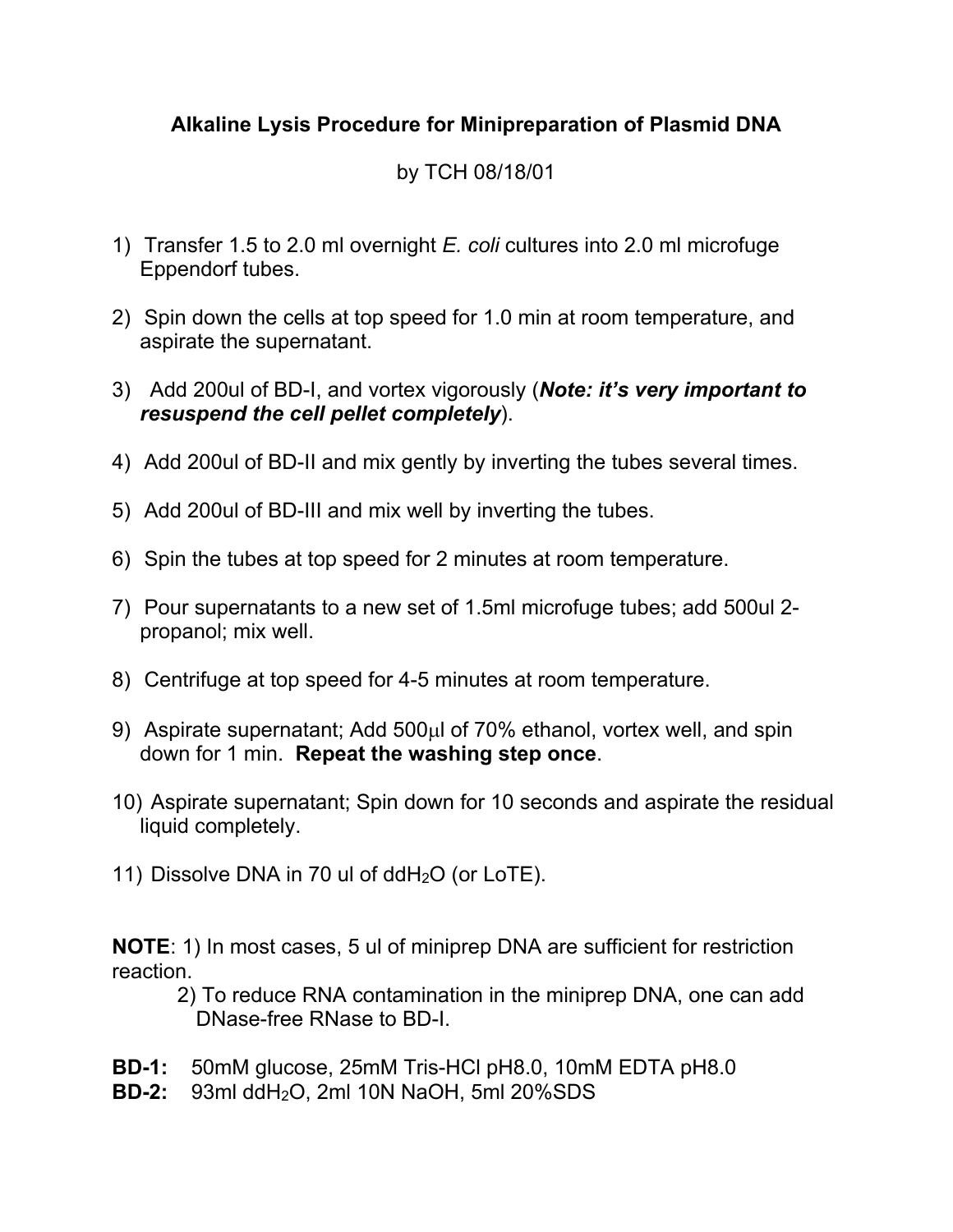# Alkaline Lysis Procedure for Minipreparation of Plasmid DNA

by TCH 08/18/01

1) Transfer 1.5 to 2.0 ml overnight *E. coli* cultures into 2.0 ml microfuge Eppendorf tubes.

2) Spin down the cells at top speed for 1.0 min at room temperature, and aspirate the supernatant.

3) Add 200ul of BD-I, and vortex vigorously (***Note: it's very important to resuspend the cell pellet completely***).

4) Add 200ul of BD-II and mix gently by inverting the tubes several times.

5) Add 200ul of BD-III and mix well by inverting the tubes.

6) Spin the tubes at top speed for 2 minutes at room temperature.

7) Pour supernatants to a new set of 1.5ml microfuge tubes; add 500ul 2-propanol; mix well.

8) Centrifuge at top speed for 4-5 minutes at room temperature.

9) Aspirate supernatant; Add 500μl of 70% ethanol, vortex well, and spin down for 1 min. **Repeat the washing step once**.

10) Aspirate supernatant; Spin down for 10 seconds and aspirate the residual liquid completely.

11) Dissolve DNA in 70 ul of $ddH_2O$ (or LoTE).

**NOTE**: 1) In most cases, 5 ul of miniprep DNA are sufficient for restriction reaction.

2) To reduce RNA contamination in the miniprep DNA, one can add DNase-free RNase to BD-I.

**BD-1:** 50mM glucose, 25mM Tris-HCl pH8.0, 10mM EDTA pH8.0

**BD-2:** 93ml $ddH_2O$, 2ml 10N NaOH, 5ml 20%SDS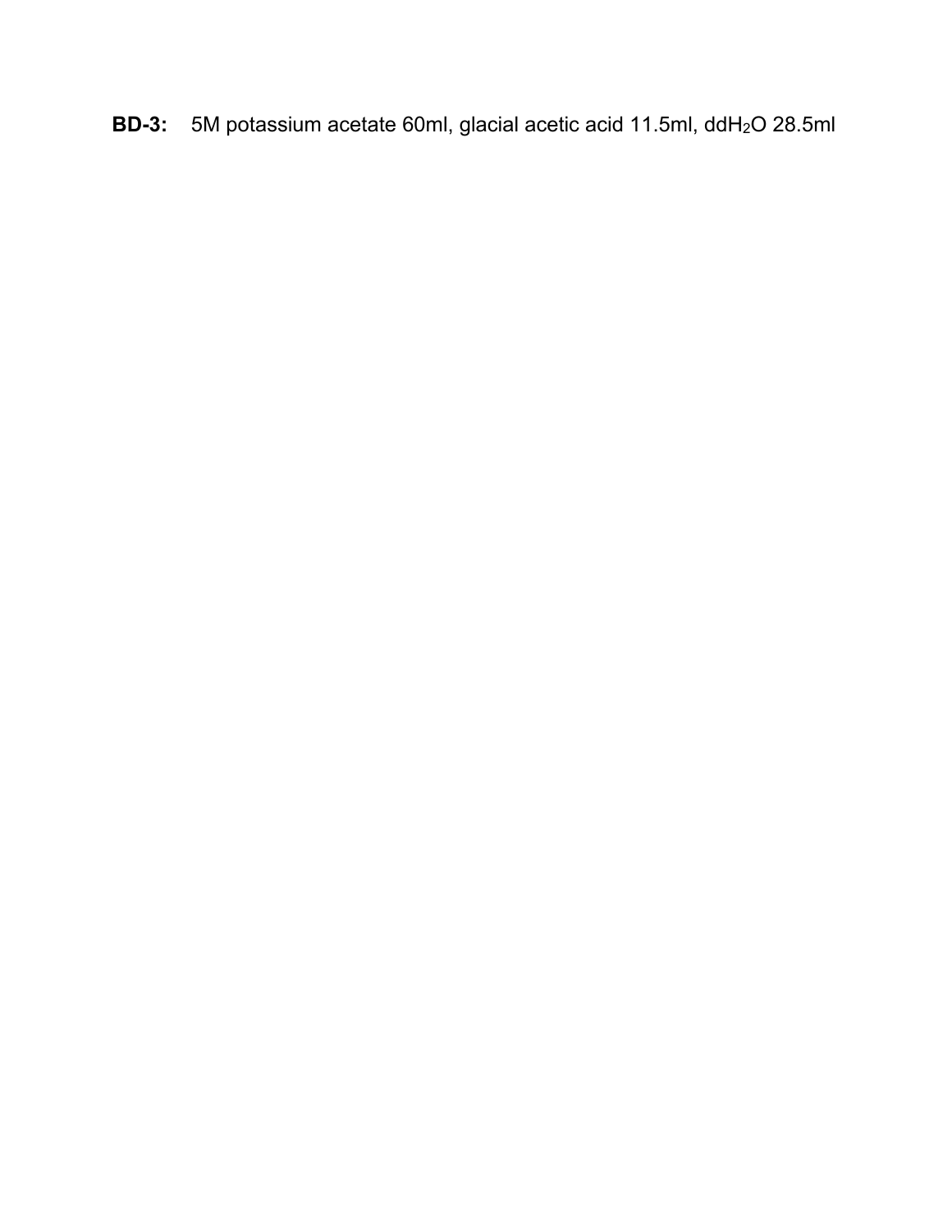**BD-3:** 5M potassium acetate 60ml, glacial acetic acid 11.5ml, dd$H_2O$ 28.5ml